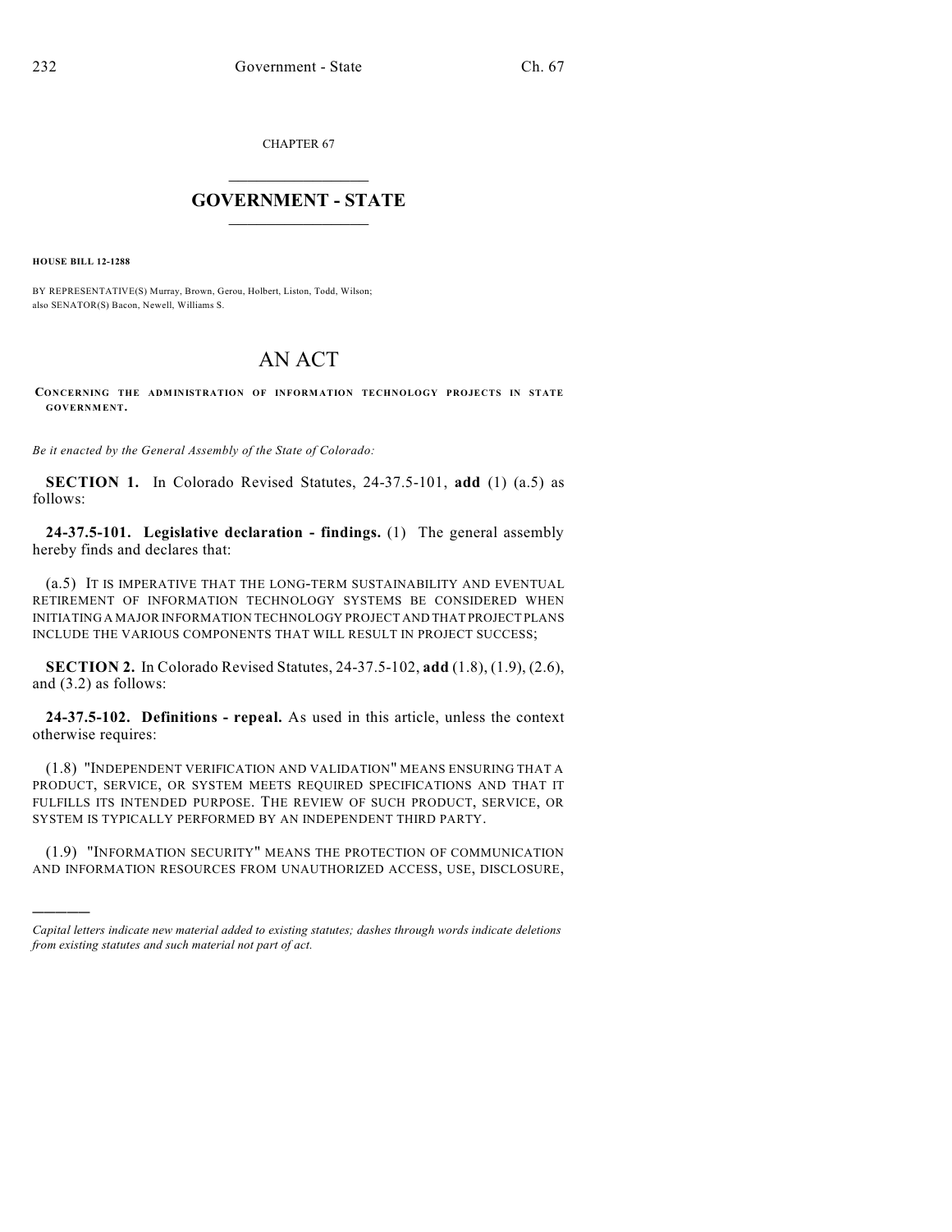CHAPTER 67

# GOVERNMENT - STATE

**HOUSE BILL 12-1288**

BY REPRESENTATIVE(S) Murray, Brown, Gerou, Holbert, Liston, Todd, Wilson;
also SENATOR(S) Bacon, Newell, Williams S.

# AN ACT

**CONCERNING THE ADMINISTRATION OF INFORMATION TECHNOLOGY PROJECTS IN STATE GOVERNMENT.**

*Be it enacted by the General Assembly of the State of Colorado:*

**SECTION 1.** In Colorado Revised Statutes, 24-37.5-101, **add** (1) (a.5) as follows:

**24-37.5-101. Legislative declaration - findings.** (1) The general assembly hereby finds and declares that:

(a.5) IT IS IMPERATIVE THAT THE LONG-TERM SUSTAINABILITY AND EVENTUAL RETIREMENT OF INFORMATION TECHNOLOGY SYSTEMS BE CONSIDERED WHEN INITIATING A MAJOR INFORMATION TECHNOLOGY PROJECT AND THAT PROJECT PLANS INCLUDE THE VARIOUS COMPONENTS THAT WILL RESULT IN PROJECT SUCCESS;

**SECTION 2.** In Colorado Revised Statutes, 24-37.5-102, **add** (1.8), (1.9), (2.6), and (3.2) as follows:

**24-37.5-102. Definitions - repeal.** As used in this article, unless the context otherwise requires:

(1.8) "INDEPENDENT VERIFICATION AND VALIDATION" MEANS ENSURING THAT A PRODUCT, SERVICE, OR SYSTEM MEETS REQUIRED SPECIFICATIONS AND THAT IT FULFILLS ITS INTENDED PURPOSE. THE REVIEW OF SUCH PRODUCT, SERVICE, OR SYSTEM IS TYPICALLY PERFORMED BY AN INDEPENDENT THIRD PARTY.

(1.9) "INFORMATION SECURITY" MEANS THE PROTECTION OF COMMUNICATION AND INFORMATION RESOURCES FROM UNAUTHORIZED ACCESS, USE, DISCLOSURE,

---

*Capital letters indicate new material added to existing statutes; dashes through words indicate deletions from existing statutes and such material not part of act.*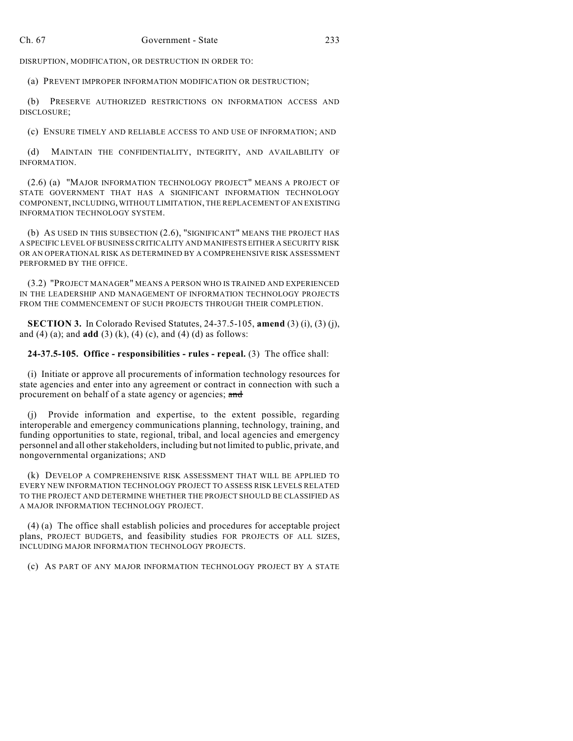DISRUPTION, MODIFICATION, OR DESTRUCTION IN ORDER TO:

(a) PREVENT IMPROPER INFORMATION MODIFICATION OR DESTRUCTION;

(b) PRESERVE AUTHORIZED RESTRICTIONS ON INFORMATION ACCESS AND DISCLOSURE;

(c) ENSURE TIMELY AND RELIABLE ACCESS TO AND USE OF INFORMATION; AND

(d) MAINTAIN THE CONFIDENTIALITY, INTEGRITY, AND AVAILABILITY OF INFORMATION.

(2.6) (a) "MAJOR INFORMATION TECHNOLOGY PROJECT" MEANS A PROJECT OF STATE GOVERNMENT THAT HAS A SIGNIFICANT INFORMATION TECHNOLOGY COMPONENT, INCLUDING, WITHOUT LIMITATION, THE REPLACEMENT OF AN EXISTING INFORMATION TECHNOLOGY SYSTEM.

(b) AS USED IN THIS SUBSECTION (2.6), "SIGNIFICANT" MEANS THE PROJECT HAS A SPECIFIC LEVEL OF BUSINESS CRITICALITY AND MANIFESTS EITHER A SECURITY RISK OR AN OPERATIONAL RISK AS DETERMINED BY A COMPREHENSIVE RISK ASSESSMENT PERFORMED BY THE OFFICE.

(3.2) "PROJECT MANAGER" MEANS A PERSON WHO IS TRAINED AND EXPERIENCED IN THE LEADERSHIP AND MANAGEMENT OF INFORMATION TECHNOLOGY PROJECTS FROM THE COMMENCEMENT OF SUCH PROJECTS THROUGH THEIR COMPLETION.

**SECTION 3.** In Colorado Revised Statutes, 24-37.5-105, **amend** (3) (i), (3) (j), and (4) (a); and **add** (3) (k), (4) (c), and (4) (d) as follows:

**24-37.5-105. Office - responsibilities - rules - repeal.** (3) The office shall:

(i) Initiate or approve all procurements of information technology resources for state agencies and enter into any agreement or contract in connection with such a procurement on behalf of a state agency or agencies; ~~and~~

(j) Provide information and expertise, to the extent possible, regarding interoperable and emergency communications planning, technology, training, and funding opportunities to state, regional, tribal, and local agencies and emergency personnel and all other stakeholders, including but not limited to public, private, and nongovernmental organizations; AND

(k) DEVELOP A COMPREHENSIVE RISK ASSESSMENT THAT WILL BE APPLIED TO EVERY NEW INFORMATION TECHNOLOGY PROJECT TO ASSESS RISK LEVELS RELATED TO THE PROJECT AND DETERMINE WHETHER THE PROJECT SHOULD BE CLASSIFIED AS A MAJOR INFORMATION TECHNOLOGY PROJECT.

(4) (a) The office shall establish policies and procedures for acceptable project plans, PROJECT BUDGETS, and feasibility studies FOR PROJECTS OF ALL SIZES, INCLUDING MAJOR INFORMATION TECHNOLOGY PROJECTS.

(c) AS PART OF ANY MAJOR INFORMATION TECHNOLOGY PROJECT BY A STATE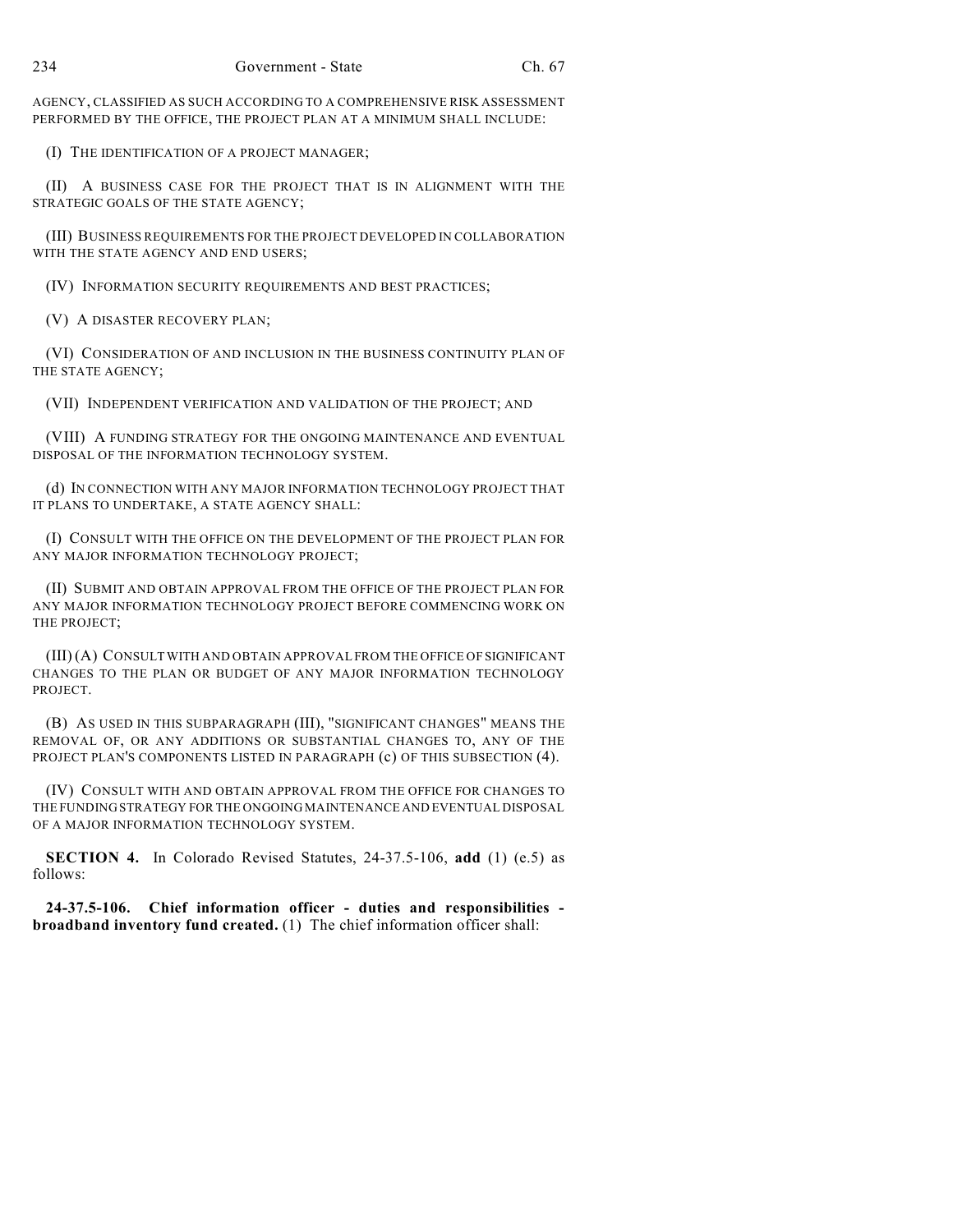AGENCY, CLASSIFIED AS SUCH ACCORDING TO A COMPREHENSIVE RISK ASSESSMENT PERFORMED BY THE OFFICE, THE PROJECT PLAN AT A MINIMUM SHALL INCLUDE:

(I) THE IDENTIFICATION OF A PROJECT MANAGER;

(II) A BUSINESS CASE FOR THE PROJECT THAT IS IN ALIGNMENT WITH THE STRATEGIC GOALS OF THE STATE AGENCY;

(III) BUSINESS REQUIREMENTS FOR THE PROJECT DEVELOPED IN COLLABORATION WITH THE STATE AGENCY AND END USERS;

(IV) INFORMATION SECURITY REQUIREMENTS AND BEST PRACTICES;

(V) A DISASTER RECOVERY PLAN;

(VI) CONSIDERATION OF AND INCLUSION IN THE BUSINESS CONTINUITY PLAN OF THE STATE AGENCY;

(VII) INDEPENDENT VERIFICATION AND VALIDATION OF THE PROJECT; AND

(VIII) A FUNDING STRATEGY FOR THE ONGOING MAINTENANCE AND EVENTUAL DISPOSAL OF THE INFORMATION TECHNOLOGY SYSTEM.

(d) IN CONNECTION WITH ANY MAJOR INFORMATION TECHNOLOGY PROJECT THAT IT PLANS TO UNDERTAKE, A STATE AGENCY SHALL:

(I) CONSULT WITH THE OFFICE ON THE DEVELOPMENT OF THE PROJECT PLAN FOR ANY MAJOR INFORMATION TECHNOLOGY PROJECT;

(II) SUBMIT AND OBTAIN APPROVAL FROM THE OFFICE OF THE PROJECT PLAN FOR ANY MAJOR INFORMATION TECHNOLOGY PROJECT BEFORE COMMENCING WORK ON THE PROJECT;

(III) (A) CONSULT WITH AND OBTAIN APPROVAL FROM THE OFFICE OF SIGNIFICANT CHANGES TO THE PLAN OR BUDGET OF ANY MAJOR INFORMATION TECHNOLOGY PROJECT.

(B) AS USED IN THIS SUBPARAGRAPH (III), "SIGNIFICANT CHANGES" MEANS THE REMOVAL OF, OR ANY ADDITIONS OR SUBSTANTIAL CHANGES TO, ANY OF THE PROJECT PLAN'S COMPONENTS LISTED IN PARAGRAPH (c) OF THIS SUBSECTION (4).

(IV) CONSULT WITH AND OBTAIN APPROVAL FROM THE OFFICE FOR CHANGES TO THE FUNDING STRATEGY FOR THE ONGOING MAINTENANCE AND EVENTUAL DISPOSAL OF A MAJOR INFORMATION TECHNOLOGY SYSTEM.

**SECTION 4.** In Colorado Revised Statutes, 24-37.5-106, **add** (1) (e.5) as follows:

**24-37.5-106. Chief information officer - duties and responsibilities - broadband inventory fund created.** (1) The chief information officer shall: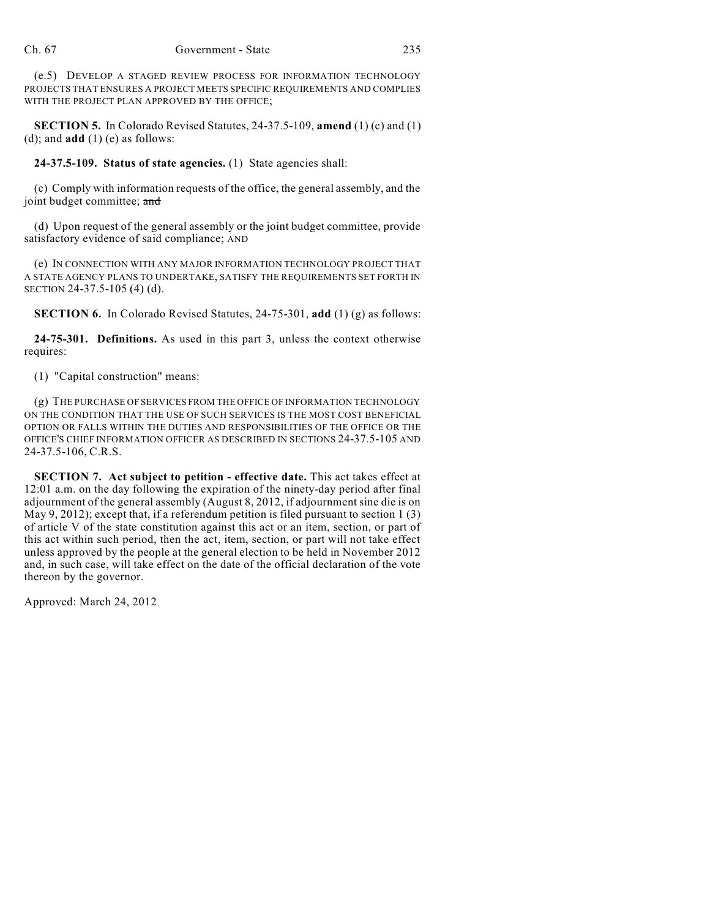(e.5) DEVELOP A STAGED REVIEW PROCESS FOR INFORMATION TECHNOLOGY PROJECTS THAT ENSURES A PROJECT MEETS SPECIFIC REQUIREMENTS AND COMPLIES WITH THE PROJECT PLAN APPROVED BY THE OFFICE;

**SECTION 5.** In Colorado Revised Statutes, 24-37.5-109, **amend** (1) (c) and (1) (d); and **add** (1) (e) as follows:

**24-37.5-109. Status of state agencies.** (1) State agencies shall:

(c) Comply with information requests of the office, the general assembly, and the joint budget committee; ~~and~~

(d) Upon request of the general assembly or the joint budget committee, provide satisfactory evidence of said compliance; AND

(e) IN CONNECTION WITH ANY MAJOR INFORMATION TECHNOLOGY PROJECT THAT A STATE AGENCY PLANS TO UNDERTAKE, SATISFY THE REQUIREMENTS SET FORTH IN SECTION 24-37.5-105 (4) (d).

**SECTION 6.** In Colorado Revised Statutes, 24-75-301, **add** (1) (g) as follows:

**24-75-301. Definitions.** As used in this part 3, unless the context otherwise requires:

(1) "Capital construction" means:

(g) THE PURCHASE OF SERVICES FROM THE OFFICE OF INFORMATION TECHNOLOGY ON THE CONDITION THAT THE USE OF SUCH SERVICES IS THE MOST COST BENEFICIAL OPTION OR FALLS WITHIN THE DUTIES AND RESPONSIBILITIES OF THE OFFICE OR THE OFFICE'S CHIEF INFORMATION OFFICER AS DESCRIBED IN SECTIONS 24-37.5-105 AND 24-37.5-106, C.R.S.

**SECTION 7. Act subject to petition - effective date.** This act takes effect at 12:01 a.m. on the day following the expiration of the ninety-day period after final adjournment of the general assembly (August 8, 2012, if adjournment sine die is on May 9, 2012); except that, if a referendum petition is filed pursuant to section 1 (3) of article V of the state constitution against this act or an item, section, or part of this act within such period, then the act, item, section, or part will not take effect unless approved by the people at the general election to be held in November 2012 and, in such case, will take effect on the date of the official declaration of the vote thereon by the governor.

Approved: March 24, 2012